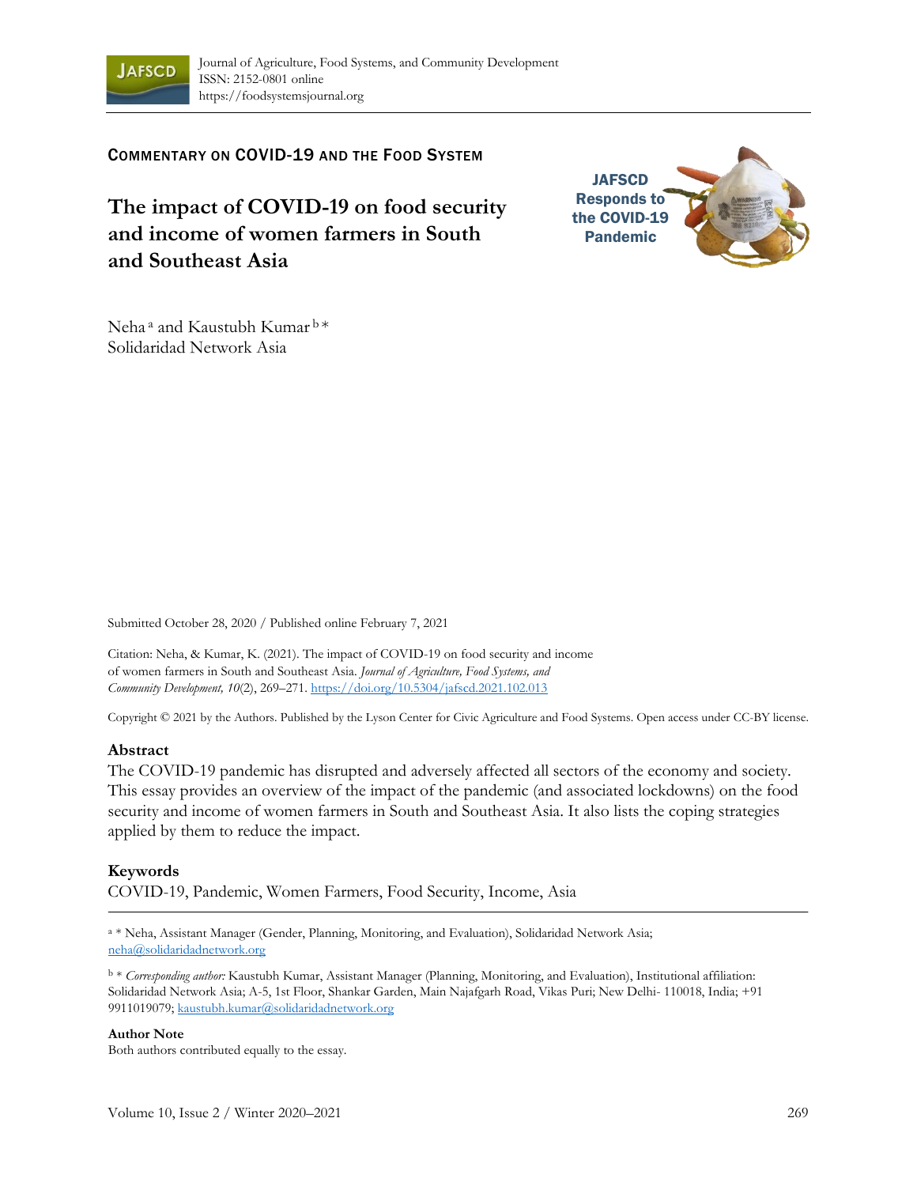Journal of Agriculture, Food Systems, and Community Development
ISSN: 2152-0801 online
https://foodsystemsjournal.org

COMMENTARY ON COVID-19 AND THE FOOD SYSTEM

# The impact of COVID-19 on food security and income of women farmers in South and Southeast Asia

JAFSCD Responds to the COVID-19 Pandemic

Neha [a] and Kaustubh Kumar [b] *
Solidaridad Network Asia

Submitted October 28, 2020 / Published online February 7, 2021

Citation: Neha, & Kumar, K. (2021). The impact of COVID-19 on food security and income of women farmers in South and Southeast Asia. *Journal of Agriculture, Food Systems, and Community Development, 10*(2), 269–271. https://doi.org/10.5304/jafscd.2021.102.013

Copyright © 2021 by the Authors. Published by the Lyson Center for Civic Agriculture and Food Systems. Open access under CC-BY license.

## Abstract

The COVID-19 pandemic has disrupted and adversely affected all sectors of the economy and society. This essay provides an overview of the impact of the pandemic (and associated lockdowns) on the food security and income of women farmers in South and Southeast Asia. It also lists the coping strategies applied by them to reduce the impact.

## Keywords

COVID-19, Pandemic, Women Farmers, Food Security, Income, Asia

---

[a] * Neha, Assistant Manager (Gender, Planning, Monitoring, and Evaluation), Solidaridad Network Asia; neha@solidaridadnetwork.org

[b] * *Corresponding author:* Kaustubh Kumar, Assistant Manager (Planning, Monitoring, and Evaluation), Institutional affiliation: Solidaridad Network Asia; A-5, 1st Floor, Shankar Garden, Main Najafgarh Road, Vikas Puri; New Delhi- 110018, India; +91 9911019079; kaustubh.kumar@solidaridadnetwork.org

**Author Note**
Both authors contributed equally to the essay.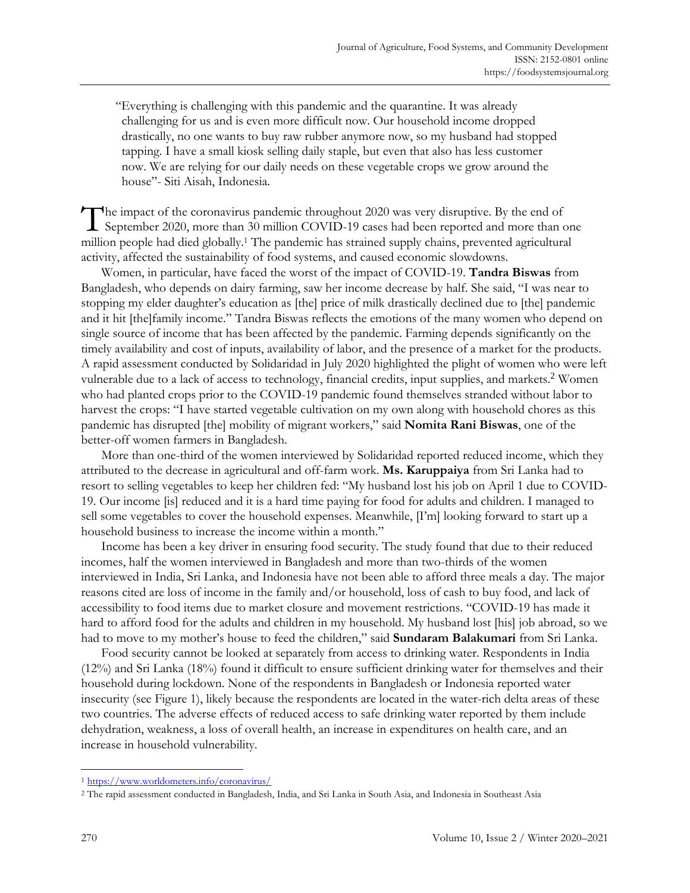"Everything is challenging with this pandemic and the quarantine. It was already challenging for us and is even more difficult now. Our household income dropped drastically, no one wants to buy raw rubber anymore now, so my husband had stopped tapping. I have a small kiosk selling daily staple, but even that also has less customer now. We are relying for our daily needs on these vegetable crops we grow around the house"- Siti Aisah, Indonesia.

The impact of the coronavirus pandemic throughout 2020 was very disruptive. By the end of September 2020, more than 30 million COVID-19 cases had been reported and more than one million people had died globally.[1] The pandemic has strained supply chains, prevented agricultural activity, affected the sustainability of food systems, and caused economic slowdowns.

Women, in particular, have faced the worst of the impact of COVID-19. **Tandra Biswas** from Bangladesh, who depends on dairy farming, saw her income decrease by half. She said, "I was near to stopping my elder daughter's education as [the] price of milk drastically declined due to [the] pandemic and it hit [the]family income." Tandra Biswas reflects the emotions of the many women who depend on single source of income that has been affected by the pandemic. Farming depends significantly on the timely availability and cost of inputs, availability of labor, and the presence of a market for the products. A rapid assessment conducted by Solidaridad in July 2020 highlighted the plight of women who were left vulnerable due to a lack of access to technology, financial credits, input supplies, and markets.[2] Women who had planted crops prior to the COVID-19 pandemic found themselves stranded without labor to harvest the crops: "I have started vegetable cultivation on my own along with household chores as this pandemic has disrupted [the] mobility of migrant workers," said **Nomita Rani Biswas**, one of the better-off women farmers in Bangladesh.

More than one-third of the women interviewed by Solidaridad reported reduced income, which they attributed to the decrease in agricultural and off-farm work. **Ms. Karuppaiya** from Sri Lanka had to resort to selling vegetables to keep her children fed: "My husband lost his job on April 1 due to COVID-19. Our income [is] reduced and it is a hard time paying for food for adults and children. I managed to sell some vegetables to cover the household expenses. Meanwhile, [I'm] looking forward to start up a household business to increase the income within a month."

Income has been a key driver in ensuring food security. The study found that due to their reduced incomes, half the women interviewed in Bangladesh and more than two-thirds of the women interviewed in India, Sri Lanka, and Indonesia have not been able to afford three meals a day. The major reasons cited are loss of income in the family and/or household, loss of cash to buy food, and lack of accessibility to food items due to market closure and movement restrictions. "COVID-19 has made it hard to afford food for the adults and children in my household. My husband lost [his] job abroad, so we had to move to my mother's house to feed the children," said **Sundaram Balakumari** from Sri Lanka.

Food security cannot be looked at separately from access to drinking water. Respondents in India (12%) and Sri Lanka (18%) found it difficult to ensure sufficient drinking water for themselves and their household during lockdown. None of the respondents in Bangladesh or Indonesia reported water insecurity (see Figure 1), likely because the respondents are located in the water-rich delta areas of these two countries. The adverse effects of reduced access to safe drinking water reported by them include dehydration, weakness, a loss of overall health, an increase in expenditures on health care, and an increase in household vulnerability.

---

[1] https://www.worldometers.info/coronavirus/

[2] The rapid assessment conducted in Bangladesh, India, and Sri Lanka in South Asia, and Indonesia in Southeast Asia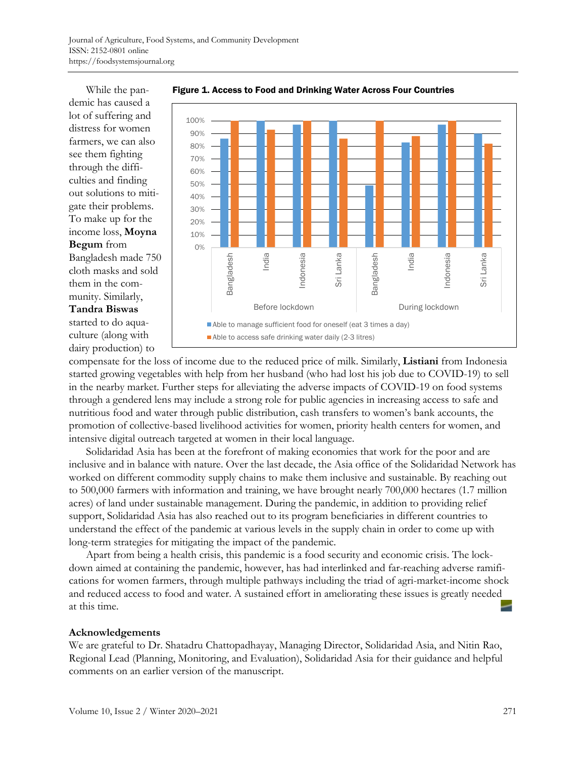While the pandemic has caused a lot of suffering and distress for women farmers, we can also see them fighting through the difficulties and finding out solutions to mitigate their problems. To make up for the income loss, **Moyna Begum** from Bangladesh made 750 cloth masks and sold them in the community. Similarly, **Tandra Biswas** started to do aquaculture (along with dairy production) to compensate for the loss of income due to the reduced price of milk. Similarly, **Listiani** from Indonesia started growing vegetables with help from her husband (who had lost his job due to COVID-19) to sell in the nearby market. Further steps for alleviating the adverse impacts of COVID-19 on food systems through a gendered lens may include a strong role for public agencies in increasing access to safe and nutritious food and water through public distribution, cash transfers to women's bank accounts, the promotion of collective-based livelihood activities for women, priority health centers for women, and intensive digital outreach targeted at women in their local language.

**Figure 1. Access to Food and Drinking Water Across Four Countries**

100%
90%
80%
70%
60%
50%
40%
30%
20%
10%
0%

Bangladesh India Indonesia Sri Lanka Bangladesh India Indonesia Sri Lanka

Before lockdown During lockdown

Able to manage sufficient food for oneself (eat 3 times a day)

Able to access safe drinking water daily (2-3 litres)

Solidaridad Asia has been at the forefront of making economies that work for the poor and are inclusive and in balance with nature. Over the last decade, the Asia office of the Solidaridad Network has worked on different commodity supply chains to make them inclusive and sustainable. By reaching out to 500,000 farmers with information and training, we have brought nearly 700,000 hectares (1.7 million acres) of land under sustainable management. During the pandemic, in addition to providing relief support, Solidaridad Asia has also reached out to its program beneficiaries in different countries to understand the effect of the pandemic at various levels in the supply chain in order to come up with long-term strategies for mitigating the impact of the pandemic.

Apart from being a health crisis, this pandemic is a food security and economic crisis. The lockdown aimed at containing the pandemic, however, has had interlinked and far-reaching adverse ramifications for women farmers, through multiple pathways including the triad of agri-market-income shock and reduced access to food and water. A sustained effort in ameliorating these issues is greatly needed at this time.

## Acknowledgements

We are grateful to Dr. Shatadru Chattopadhayay, Managing Director, Solidaridad Asia, and Nitin Rao, Regional Lead (Planning, Monitoring, and Evaluation), Solidaridad Asia for their guidance and helpful comments on an earlier version of the manuscript.